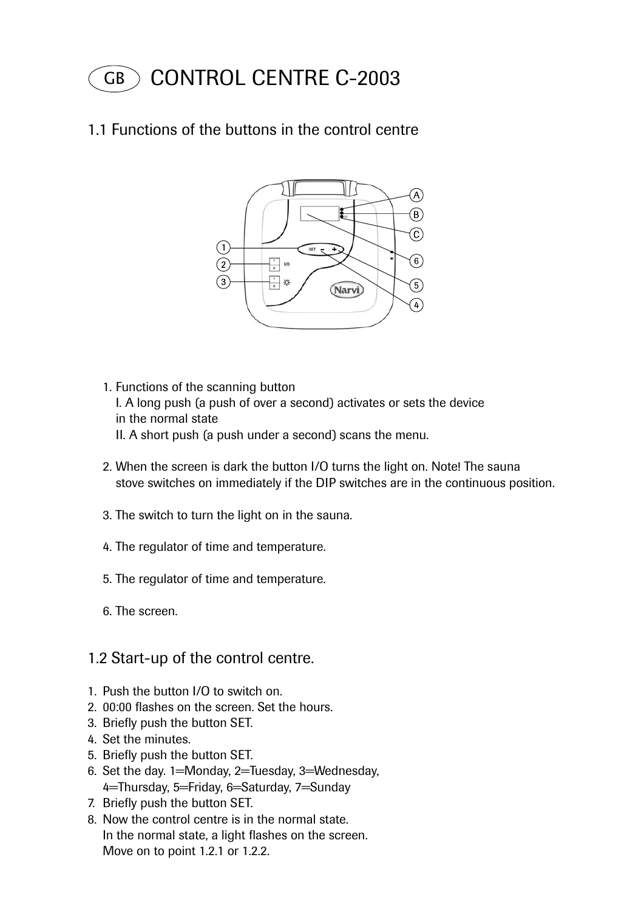# GB CONTROL CENTRE C-2003

## 1.1 Functions of the buttons in the control centre

1. Functions of the scanning button
   I. A long push (a push of over a second) activates or sets the device in the normal state
   II. A short push (a push under a second) scans the menu.

2. When the screen is dark the button I/O turns the light on. Note! The sauna stove switches on immediately if the DIP switches are in the continuous position.

3. The switch to turn the light on in the sauna.

4. The regulator of time and temperature.

5. The regulator of time and temperature.

6. The screen.

## 1.2 Start-up of the control centre.

1. Push the button I/O to switch on.
2. 00:00 flashes on the screen. Set the hours.
3. Briefly push the button SET.
4. Set the minutes.
5. Briefly push the button SET.
6. Set the day. 1=Monday, 2=Tuesday, 3=Wednesday, 4=Thursday, 5=Friday, 6=Saturday, 7=Sunday
7. Briefly push the button SET.
8. Now the control centre is in the normal state. In the normal state, a light flashes on the screen. Move on to point 1.2.1 or 1.2.2.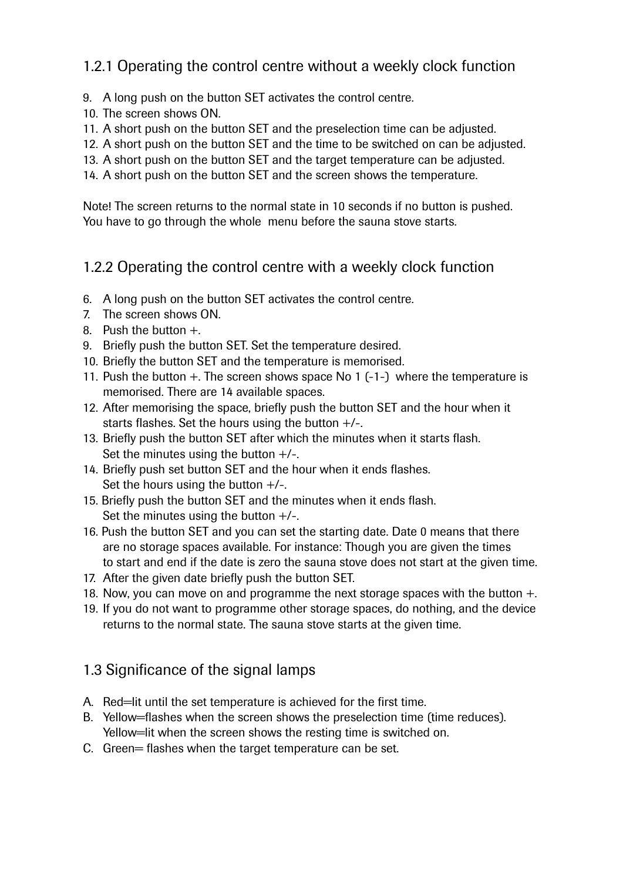### 1.2.1 Operating the control centre without a weekly clock function

9. A long push on the button SET activates the control centre.
10. The screen shows ON.
11. A short push on the button SET and the preselection time can be adjusted.
12. A short push on the button SET and the time to be switched on can be adjusted.
13. A short push on the button SET and the target temperature can be adjusted.
14. A short push on the button SET and the screen shows the temperature.

Note! The screen returns to the normal state in 10 seconds if no button is pushed.
You have to go through the whole menu before the sauna stove starts.

### 1.2.2 Operating the control centre with a weekly clock function

6. A long push on the button SET activates the control centre.
7. The screen shows ON.
8. Push the button +.
9. Briefly push the button SET. Set the temperature desired.
10. Briefly the button SET and the temperature is memorised.
11. Push the button +. The screen shows space No 1 (-1-) where the temperature is memorised. There are 14 available spaces.
12. After memorising the space, briefly push the button SET and the hour when it starts flashes. Set the hours using the button +/-.
13. Briefly push the button SET after which the minutes when it starts flash. Set the minutes using the button +/-.
14. Briefly push set button SET and the hour when it ends flashes. Set the hours using the button +/-.
15. Briefly push the button SET and the minutes when it ends flash. Set the minutes using the button +/-.
16. Push the button SET and you can set the starting date. Date 0 means that there are no storage spaces available. For instance: Though you are given the times to start and end if the date is zero the sauna stove does not start at the given time.
17. After the given date briefly push the button SET.
18. Now, you can move on and programme the next storage spaces with the button +.
19. If you do not want to programme other storage spaces, do nothing, and the device returns to the normal state. The sauna stove starts at the given time.

### 1.3 Significance of the signal lamps

A. Red=lit until the set temperature is achieved for the first time.
B. Yellow=flashes when the screen shows the preselection time (time reduces). Yellow=lit when the screen shows the resting time is switched on.
C. Green= flashes when the target temperature can be set.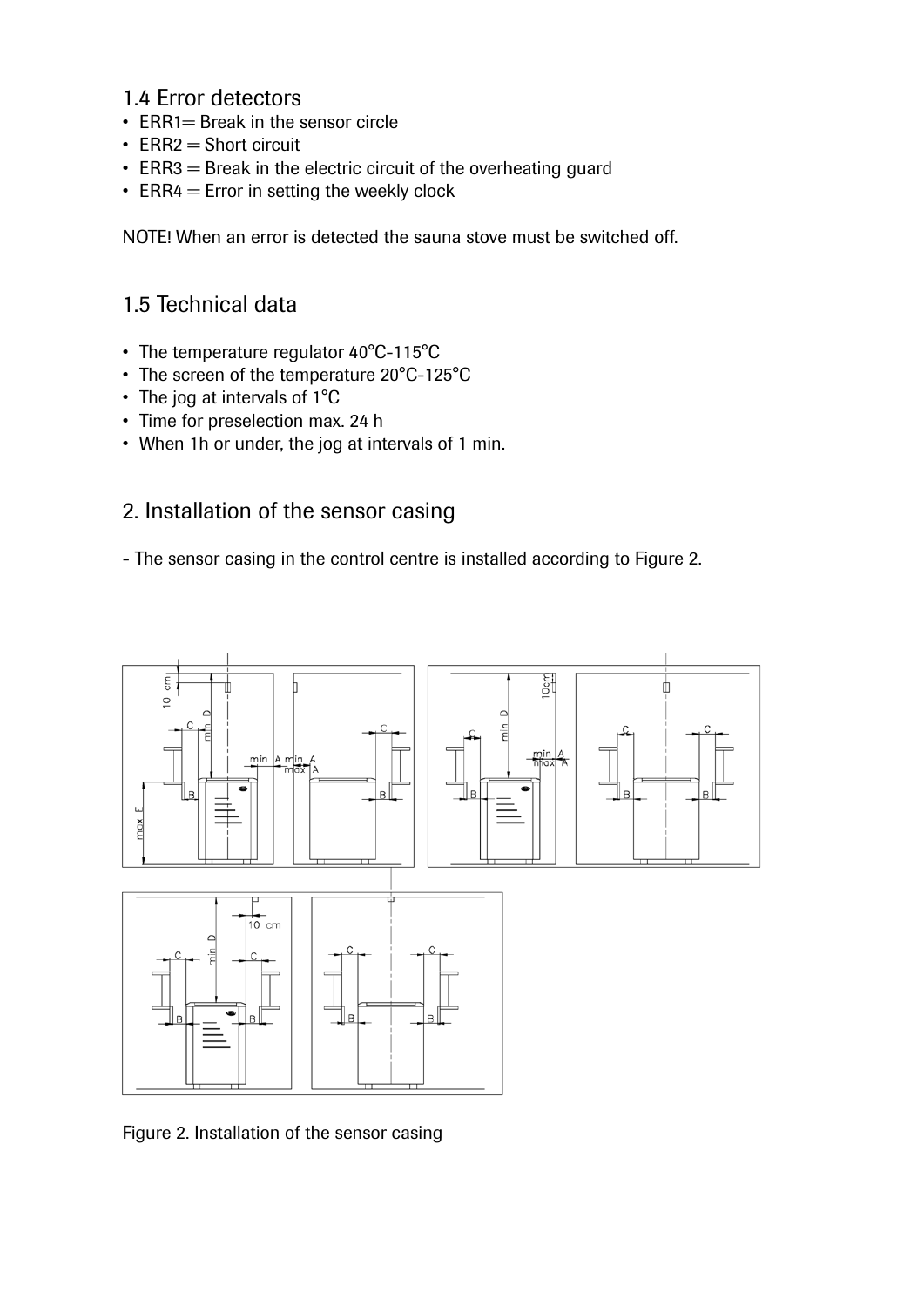## 1.4 Error detectors

- ERR1= Break in the sensor circle
- ERR2 = Short circuit
- ERR3 = Break in the electric circuit of the overheating guard
- ERR4 = Error in setting the weekly clock

NOTE! When an error is detected the sauna stove must be switched off.

## 1.5 Technical data

- The temperature regulator 40°C-115°C
- The screen of the temperature 20°C-125°C
- The jog at intervals of 1°C
- Time for preselection max. 24 h
- When 1h or under, the jog at intervals of 1 min.

## 2. Installation of the sensor casing

- The sensor casing in the control centre is installed according to Figure 2.

Figure 2. Installation of the sensor casing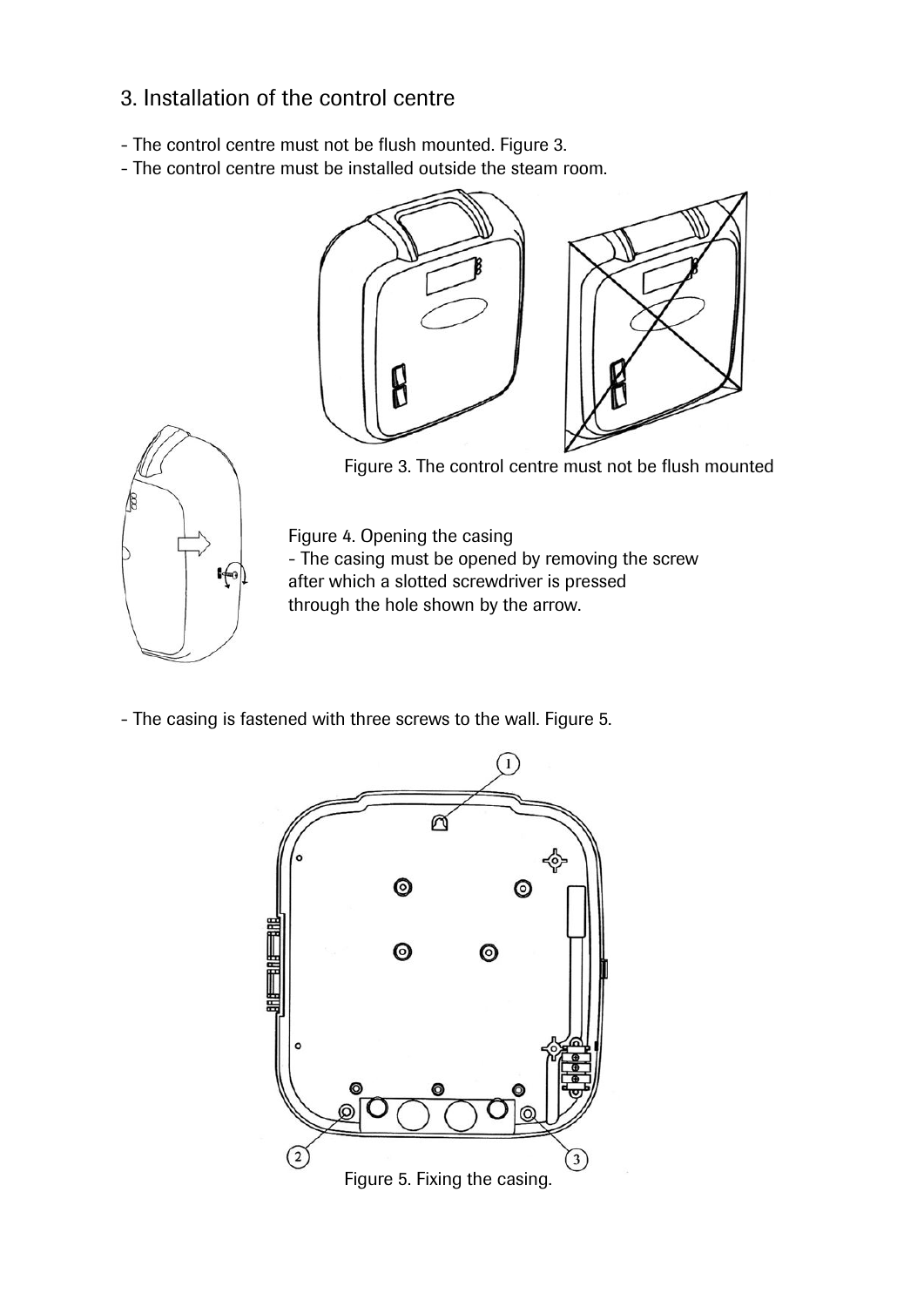## 3. Installation of the control centre

- The control centre must not be flush mounted. Figure 3.
- The control centre must be installed outside the steam room.

Figure 3. The control centre must not be flush mounted

Figure 4. Opening the casing
- The casing must be opened by removing the screw after which a slotted screwdriver is pressed through the hole shown by the arrow.

- The casing is fastened with three screws to the wall. Figure 5.

Figure 5. Fixing the casing.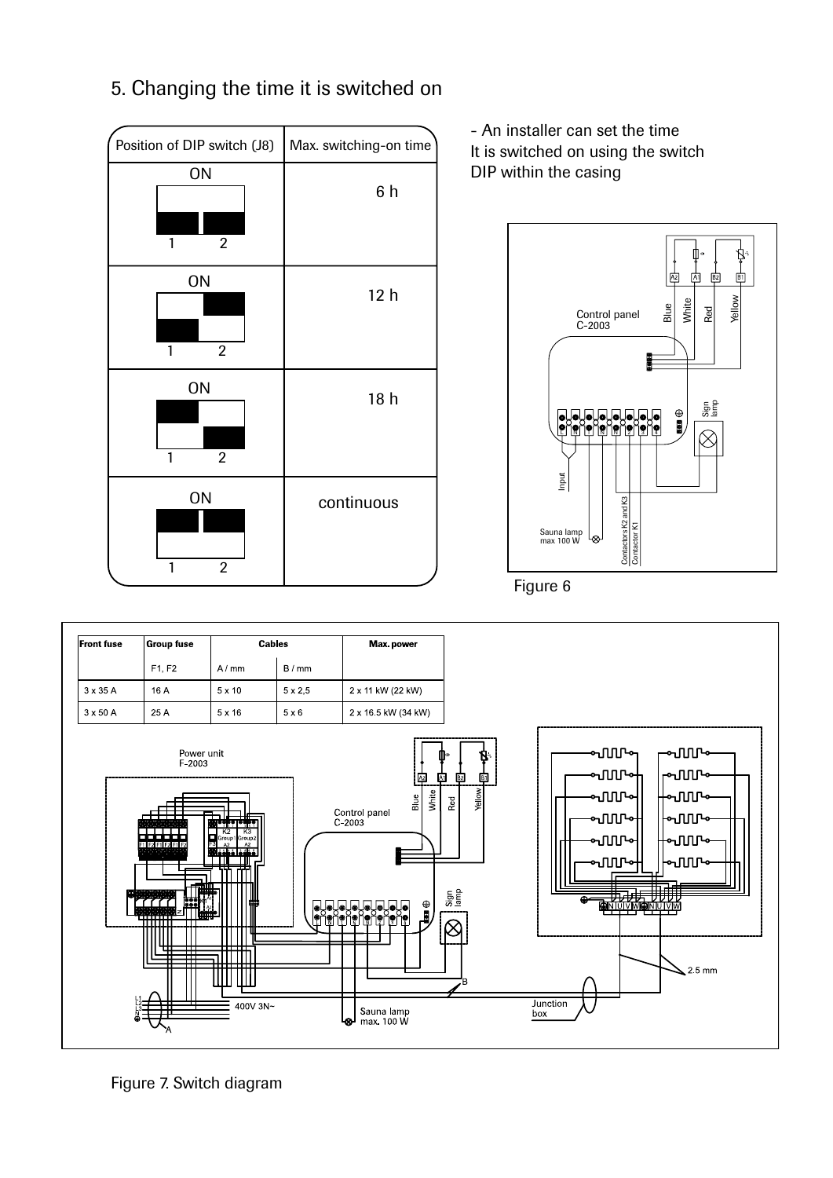## 5. Changing the time it is switched on

| Position of DIP switch (J8) | Max. switching-on time |
|---|---|
| ON, 1 2 | 6 h |
| ON, 1 2 | 12 h |
| ON, 1 2 | 18 h |
| ON, 1 2 | continuous |

- An installer can set the time
It is switched on using the switch DIP within the casing

Control panel C-2003
Blue
White
Red
Yellow
A2 A1 B2 B1
Sign lamp
Input
Sauna lamp max 100 W
Contactors K2 and K3
Contactor K1

Figure 6

| Front fuse | Group fuse | Cables | | Max. power |
|---|---|---|---|---|
| | F1, F2 | A / mm | B / mm | |
| 3 x 35 A | 16 A | 5 x 10 | 5 x 2,5 | 2 x 11 kW (22 kW) |
| 3 x 50 A | 25 A | 5 x 16 | 5 x 6 | 2 x 16.5 kW (34 kW) |

Power unit F-2003
Control panel C-2003
Blue
White
Red
Yellow
A2 A1 B2 B1
K2 K3
Group1 Group2
Sign lamp
N U V W N U V W
2.5 mm
B
L1 L2 L3 N
400V 3N~
A
Sauna lamp max. 100 W
Junction box

Figure 7. Switch diagram